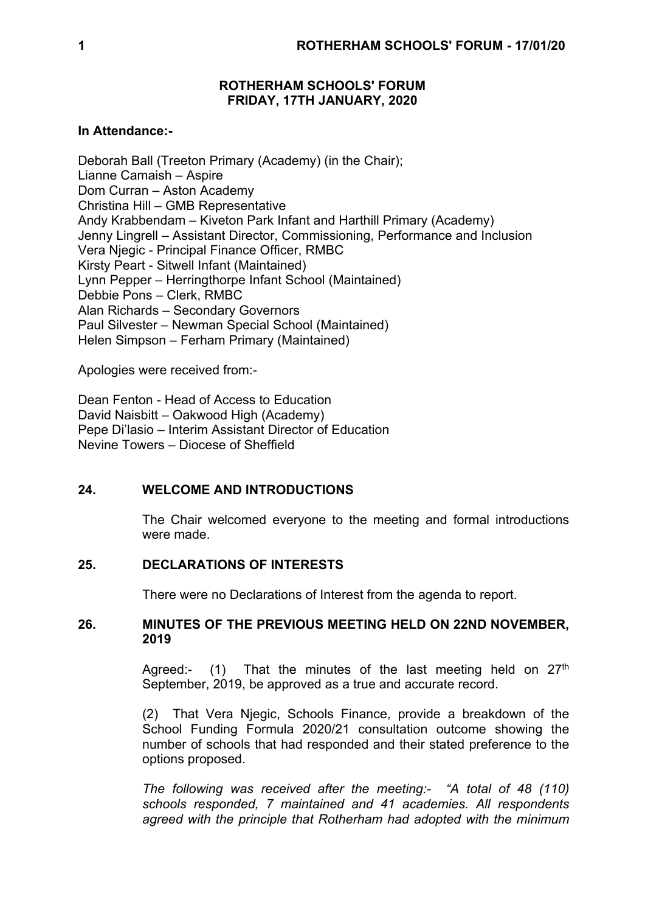# ROTHERHAM SCHOOLS' FORUM
## FRIDAY, 17TH JANUARY, 2020

**In Attendance:-**

Deborah Ball (Treeton Primary (Academy) (in the Chair);
Lianne Camaish – Aspire
Dom Curran – Aston Academy
Christina Hill – GMB Representative
Andy Krabbendam – Kiveton Park Infant and Harthill Primary (Academy)
Jenny Lingrell – Assistant Director, Commissioning, Performance and Inclusion
Vera Njegic - Principal Finance Officer, RMBC
Kirsty Peart - Sitwell Infant (Maintained)
Lynn Pepper – Herringthorpe Infant School (Maintained)
Debbie Pons – Clerk, RMBC
Alan Richards – Secondary Governors
Paul Silvester – Newman Special School (Maintained)
Helen Simpson – Ferham Primary (Maintained)

Apologies were received from:-

Dean Fenton - Head of Access to Education
David Naisbitt – Oakwood High (Academy)
Pepe Di'lasio – Interim Assistant Director of Education
Nevine Towers – Diocese of Sheffield

### 24. WELCOME AND INTRODUCTIONS

The Chair welcomed everyone to the meeting and formal introductions were made.

### 25. DECLARATIONS OF INTERESTS

There were no Declarations of Interest from the agenda to report.

### 26. MINUTES OF THE PREVIOUS MEETING HELD ON 22ND NOVEMBER, 2019

Agreed:- (1) That the minutes of the last meeting held on 27th September, 2019, be approved as a true and accurate record.

(2) That Vera Njegic, Schools Finance, provide a breakdown of the School Funding Formula 2020/21 consultation outcome showing the number of schools that had responded and their stated preference to the options proposed.

*The following was received after the meeting:- "A total of 48 (110) schools responded, 7 maintained and 41 academies. All respondents agreed with the principle that Rotherham had adopted with the minimum*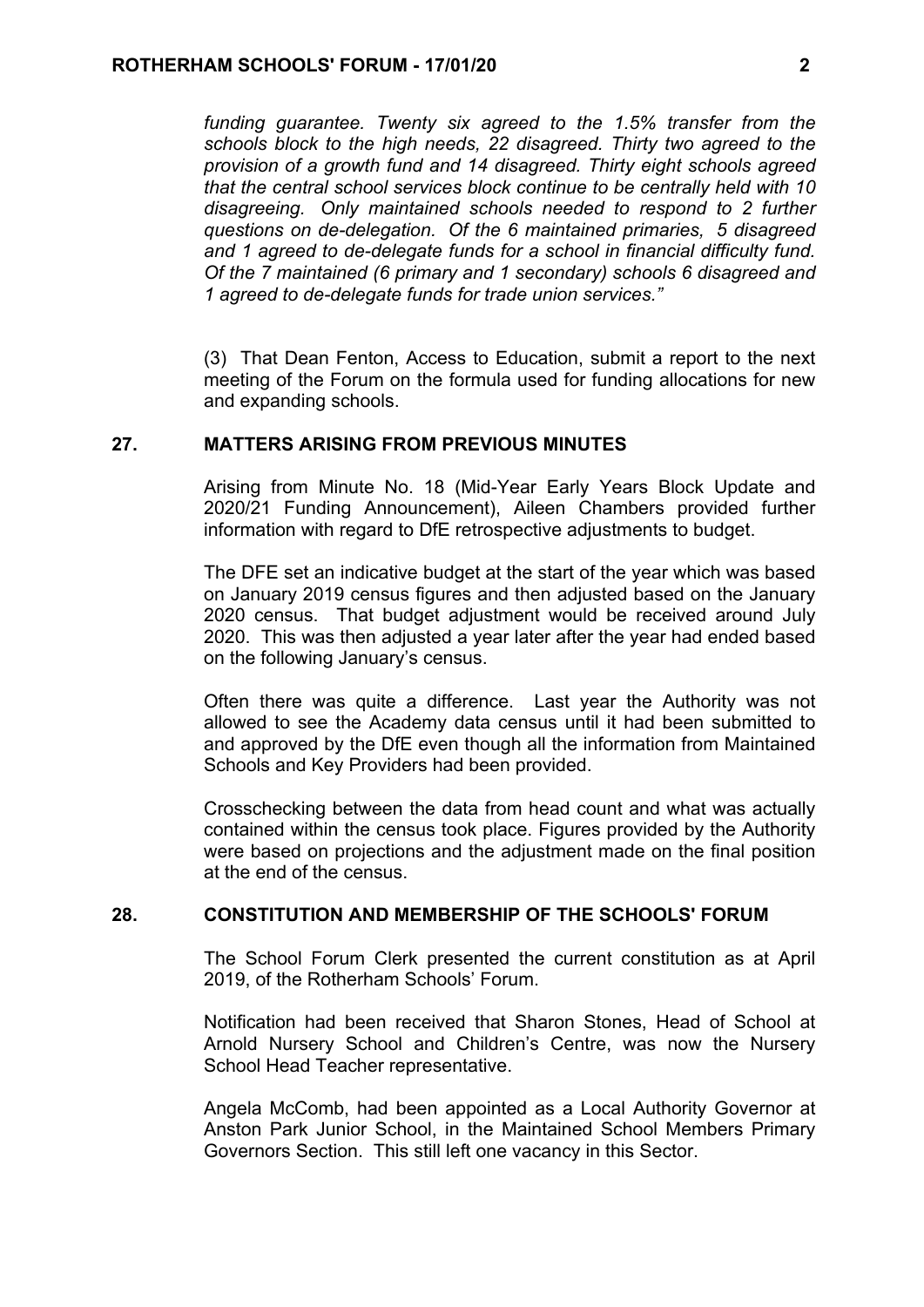*funding guarantee. Twenty six agreed to the 1.5% transfer from the schools block to the high needs, 22 disagreed. Thirty two agreed to the provision of a growth fund and 14 disagreed. Thirty eight schools agreed that the central school services block continue to be centrally held with 10 disagreeing. Only maintained schools needed to respond to 2 further questions on de-delegation. Of the 6 maintained primaries, 5 disagreed and 1 agreed to de-delegate funds for a school in financial difficulty fund. Of the 7 maintained (6 primary and 1 secondary) schools 6 disagreed and 1 agreed to de-delegate funds for trade union services."*

(3) That Dean Fenton, Access to Education, submit a report to the next meeting of the Forum on the formula used for funding allocations for new and expanding schools.

## 27. MATTERS ARISING FROM PREVIOUS MINUTES

Arising from Minute No. 18 (Mid-Year Early Years Block Update and 2020/21 Funding Announcement), Aileen Chambers provided further information with regard to DfE retrospective adjustments to budget.

The DFE set an indicative budget at the start of the year which was based on January 2019 census figures and then adjusted based on the January 2020 census. That budget adjustment would be received around July 2020. This was then adjusted a year later after the year had ended based on the following January's census.

Often there was quite a difference. Last year the Authority was not allowed to see the Academy data census until it had been submitted to and approved by the DfE even though all the information from Maintained Schools and Key Providers had been provided.

Crosschecking between the data from head count and what was actually contained within the census took place. Figures provided by the Authority were based on projections and the adjustment made on the final position at the end of the census.

## 28. CONSTITUTION AND MEMBERSHIP OF THE SCHOOLS' FORUM

The School Forum Clerk presented the current constitution as at April 2019, of the Rotherham Schools' Forum.

Notification had been received that Sharon Stones, Head of School at Arnold Nursery School and Children's Centre, was now the Nursery School Head Teacher representative.

Angela McComb, had been appointed as a Local Authority Governor at Anston Park Junior School, in the Maintained School Members Primary Governors Section. This still left one vacancy in this Sector.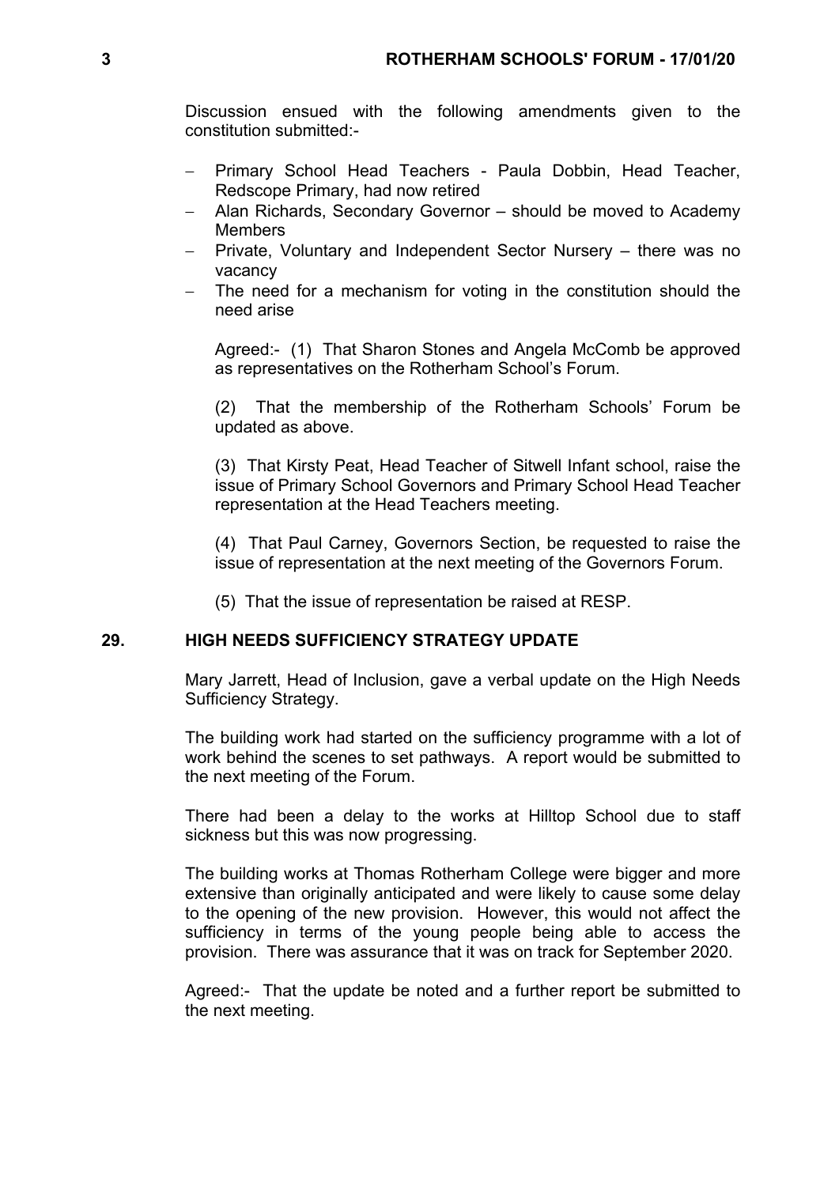Discussion ensued with the following amendments given to the constitution submitted:-

- Primary School Head Teachers - Paula Dobbin, Head Teacher, Redscope Primary, had now retired
- Alan Richards, Secondary Governor – should be moved to Academy Members
- Private, Voluntary and Independent Sector Nursery – there was no vacancy
- The need for a mechanism for voting in the constitution should the need arise

Agreed:- (1) That Sharon Stones and Angela McComb be approved as representatives on the Rotherham School's Forum.

(2) That the membership of the Rotherham Schools' Forum be updated as above.

(3) That Kirsty Peat, Head Teacher of Sitwell Infant school, raise the issue of Primary School Governors and Primary School Head Teacher representation at the Head Teachers meeting.

(4) That Paul Carney, Governors Section, be requested to raise the issue of representation at the next meeting of the Governors Forum.

(5) That the issue of representation be raised at RESP.

## 29. HIGH NEEDS SUFFICIENCY STRATEGY UPDATE

Mary Jarrett, Head of Inclusion, gave a verbal update on the High Needs Sufficiency Strategy.

The building work had started on the sufficiency programme with a lot of work behind the scenes to set pathways. A report would be submitted to the next meeting of the Forum.

There had been a delay to the works at Hilltop School due to staff sickness but this was now progressing.

The building works at Thomas Rotherham College were bigger and more extensive than originally anticipated and were likely to cause some delay to the opening of the new provision. However, this would not affect the sufficiency in terms of the young people being able to access the provision. There was assurance that it was on track for September 2020.

Agreed:- That the update be noted and a further report be submitted to the next meeting.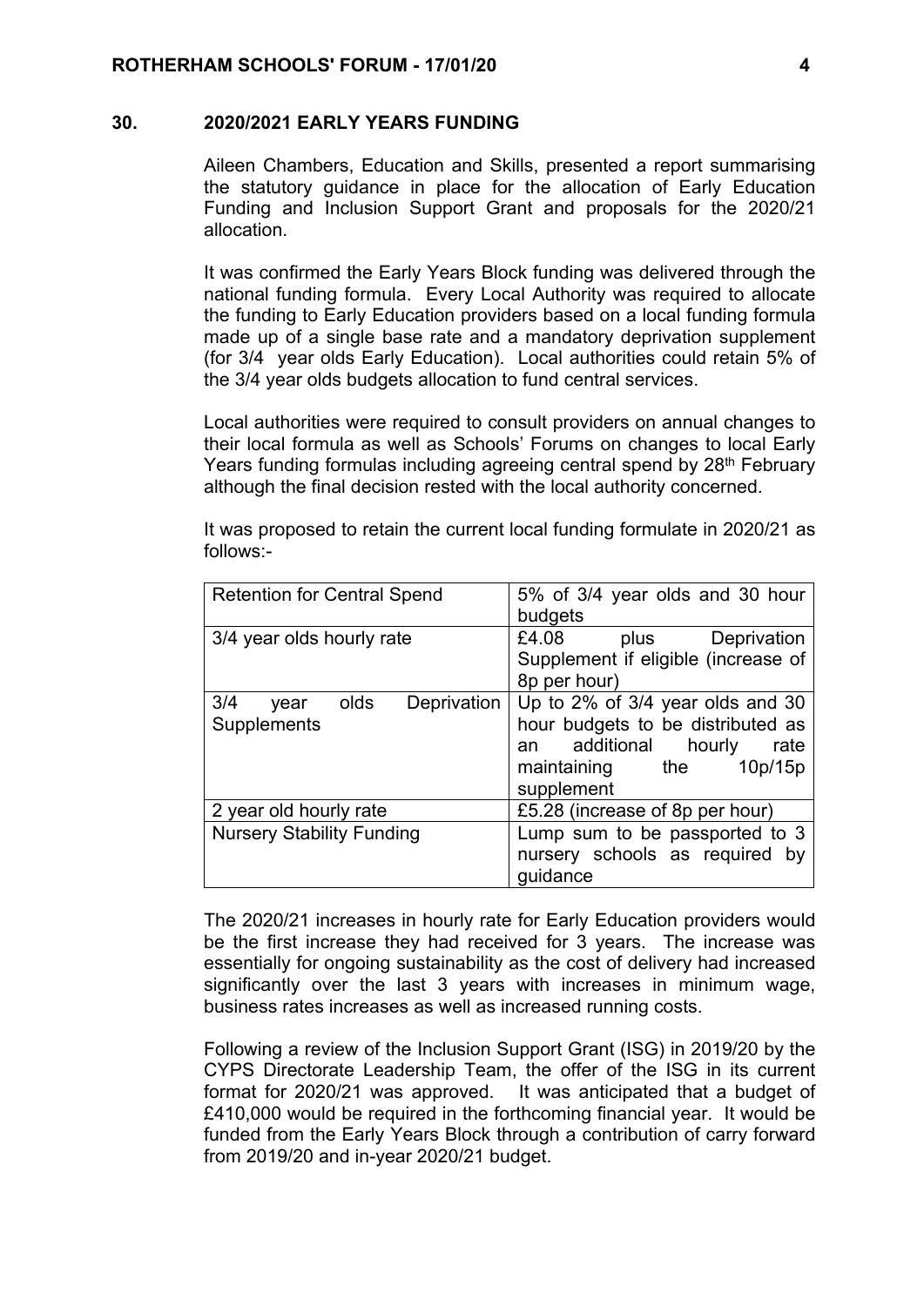## 30. 2020/2021 EARLY YEARS FUNDING

Aileen Chambers, Education and Skills, presented a report summarising the statutory guidance in place for the allocation of Early Education Funding and Inclusion Support Grant and proposals for the 2020/21 allocation.

It was confirmed the Early Years Block funding was delivered through the national funding formula. Every Local Authority was required to allocate the funding to Early Education providers based on a local funding formula made up of a single base rate and a mandatory deprivation supplement (for 3/4 year olds Early Education). Local authorities could retain 5% of the 3/4 year olds budgets allocation to fund central services.

Local authorities were required to consult providers on annual changes to their local formula as well as Schools' Forums on changes to local Early Years funding formulas including agreeing central spend by 28th February although the final decision rested with the local authority concerned.

It was proposed to retain the current local funding formulate in 2020/21 as follows:-

| Retention for Central Spend | 5% of 3/4 year olds and 30 hour budgets |
|---|---|
| 3/4 year olds hourly rate | £4.08 plus Deprivation Supplement if eligible (increase of 8p per hour) |
| 3/4 year olds Deprivation Supplements | Up to 2% of 3/4 year olds and 30 hour budgets to be distributed as an additional hourly rate maintaining the 10p/15p supplement |
| 2 year old hourly rate | £5.28 (increase of 8p per hour) |
| Nursery Stability Funding | Lump sum to be passported to 3 nursery schools as required by guidance |

The 2020/21 increases in hourly rate for Early Education providers would be the first increase they had received for 3 years. The increase was essentially for ongoing sustainability as the cost of delivery had increased significantly over the last 3 years with increases in minimum wage, business rates increases as well as increased running costs.

Following a review of the Inclusion Support Grant (ISG) in 2019/20 by the CYPS Directorate Leadership Team, the offer of the ISG in its current format for 2020/21 was approved. It was anticipated that a budget of £410,000 would be required in the forthcoming financial year. It would be funded from the Early Years Block through a contribution of carry forward from 2019/20 and in-year 2020/21 budget.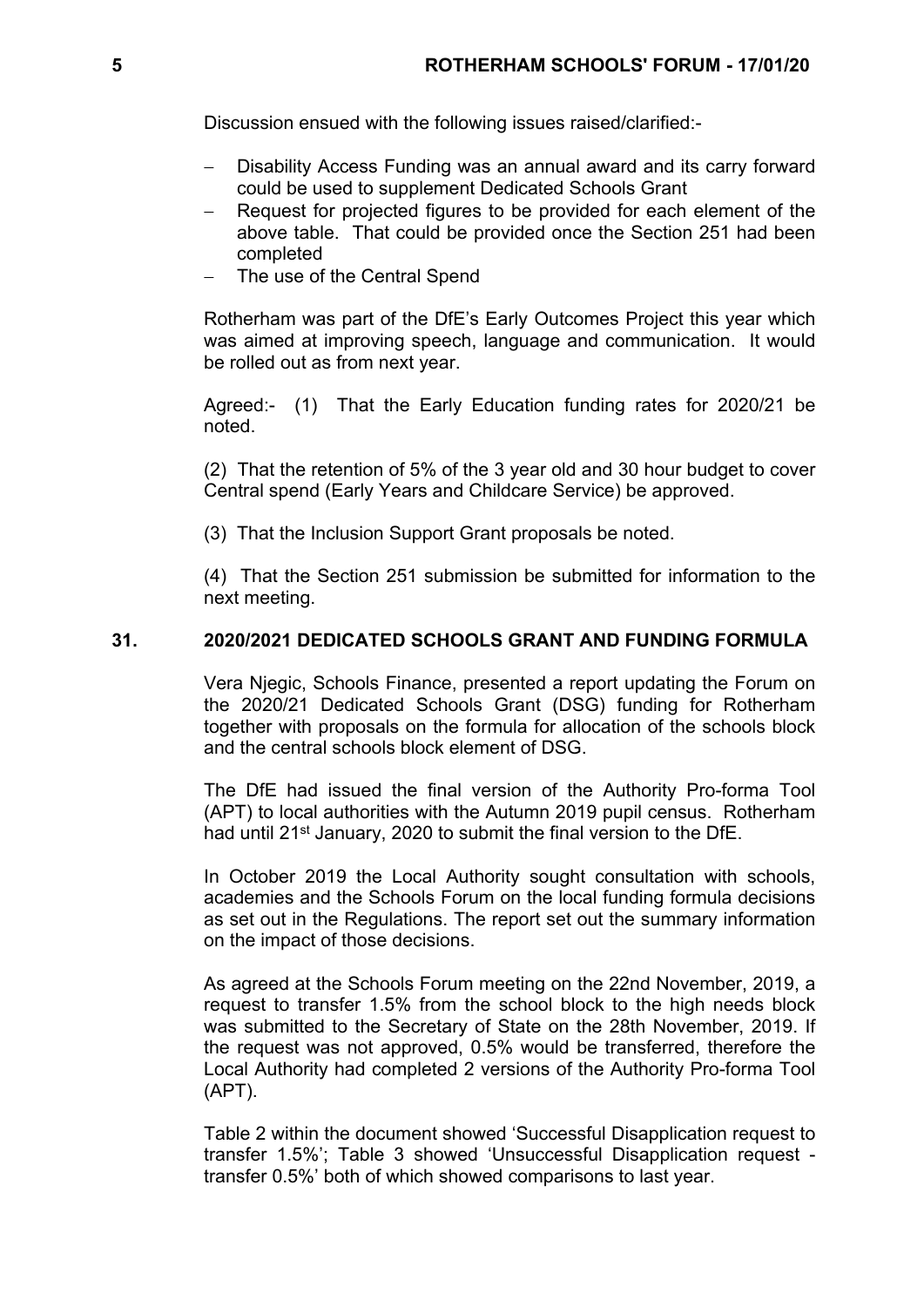Discussion ensued with the following issues raised/clarified:-

- Disability Access Funding was an annual award and its carry forward could be used to supplement Dedicated Schools Grant
- Request for projected figures to be provided for each element of the above table. That could be provided once the Section 251 had been completed
- The use of the Central Spend

Rotherham was part of the DfE's Early Outcomes Project this year which was aimed at improving speech, language and communication. It would be rolled out as from next year.

Agreed:- (1) That the Early Education funding rates for 2020/21 be noted.

(2) That the retention of 5% of the 3 year old and 30 hour budget to cover Central spend (Early Years and Childcare Service) be approved.

(3) That the Inclusion Support Grant proposals be noted.

(4) That the Section 251 submission be submitted for information to the next meeting.

## 31. 2020/2021 DEDICATED SCHOOLS GRANT AND FUNDING FORMULA

Vera Njegic, Schools Finance, presented a report updating the Forum on the 2020/21 Dedicated Schools Grant (DSG) funding for Rotherham together with proposals on the formula for allocation of the schools block and the central schools block element of DSG.

The DfE had issued the final version of the Authority Pro-forma Tool (APT) to local authorities with the Autumn 2019 pupil census. Rotherham had until 21st January, 2020 to submit the final version to the DfE.

In October 2019 the Local Authority sought consultation with schools, academies and the Schools Forum on the local funding formula decisions as set out in the Regulations. The report set out the summary information on the impact of those decisions.

As agreed at the Schools Forum meeting on the 22nd November, 2019, a request to transfer 1.5% from the school block to the high needs block was submitted to the Secretary of State on the 28th November, 2019. If the request was not approved, 0.5% would be transferred, therefore the Local Authority had completed 2 versions of the Authority Pro-forma Tool (APT).

Table 2 within the document showed 'Successful Disapplication request to transfer 1.5%'; Table 3 showed 'Unsuccessful Disapplication request - transfer 0.5%' both of which showed comparisons to last year.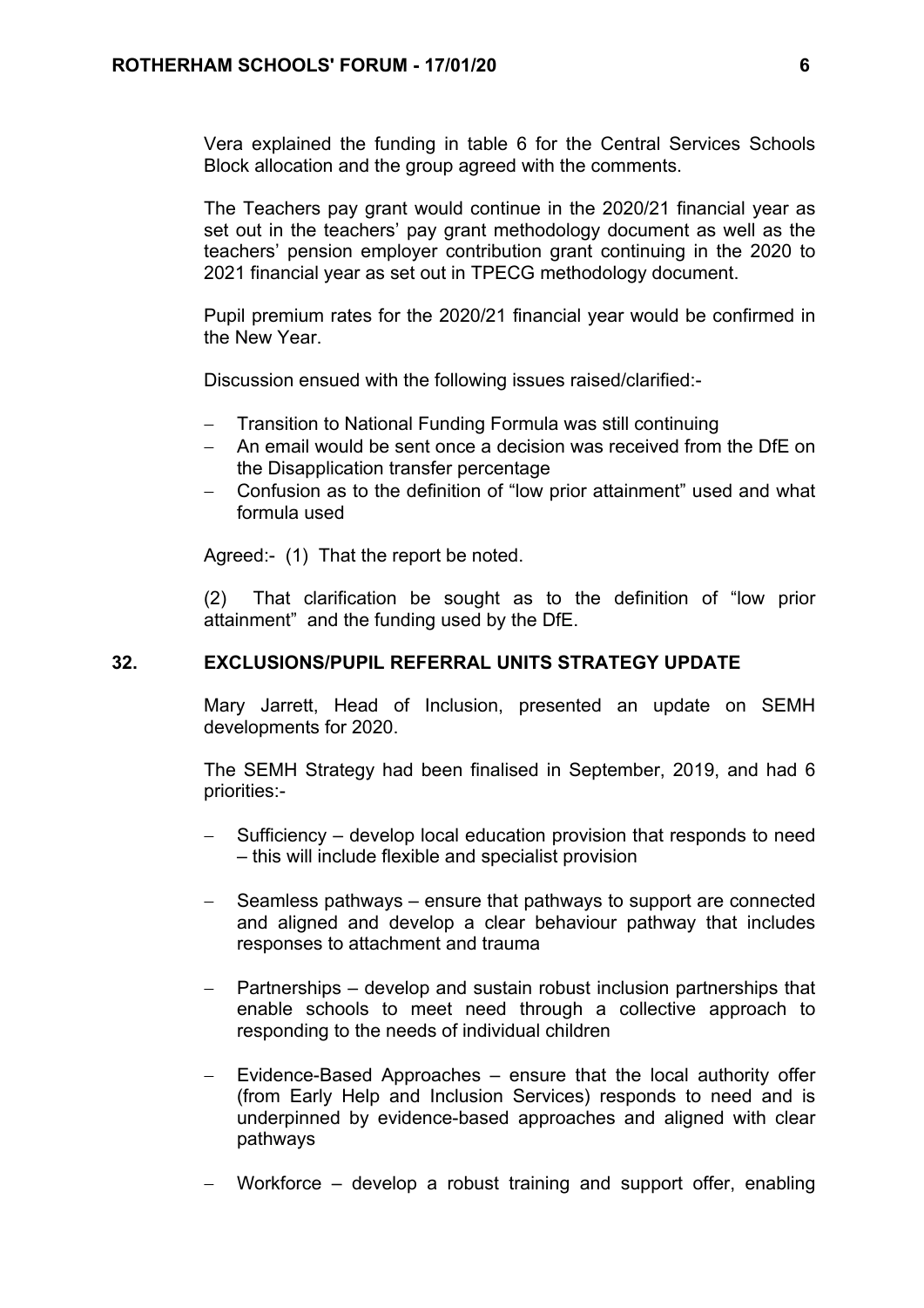Vera explained the funding in table 6 for the Central Services Schools Block allocation and the group agreed with the comments.

The Teachers pay grant would continue in the 2020/21 financial year as set out in the teachers' pay grant methodology document as well as the teachers' pension employer contribution grant continuing in the 2020 to 2021 financial year as set out in TPECG methodology document.

Pupil premium rates for the 2020/21 financial year would be confirmed in the New Year.

Discussion ensued with the following issues raised/clarified:-

- Transition to National Funding Formula was still continuing
- An email would be sent once a decision was received from the DfE on the Disapplication transfer percentage
- Confusion as to the definition of "low prior attainment" used and what formula used

Agreed:- (1) That the report be noted.

(2) That clarification be sought as to the definition of "low prior attainment" and the funding used by the DfE.

## 32. EXCLUSIONS/PUPIL REFERRAL UNITS STRATEGY UPDATE

Mary Jarrett, Head of Inclusion, presented an update on SEMH developments for 2020.

The SEMH Strategy had been finalised in September, 2019, and had 6 priorities:-

- Sufficiency – develop local education provision that responds to need – this will include flexible and specialist provision

- Seamless pathways – ensure that pathways to support are connected and aligned and develop a clear behaviour pathway that includes responses to attachment and trauma

- Partnerships – develop and sustain robust inclusion partnerships that enable schools to meet need through a collective approach to responding to the needs of individual children

- Evidence-Based Approaches – ensure that the local authority offer (from Early Help and Inclusion Services) responds to need and is underpinned by evidence-based approaches and aligned with clear pathways

- Workforce – develop a robust training and support offer, enabling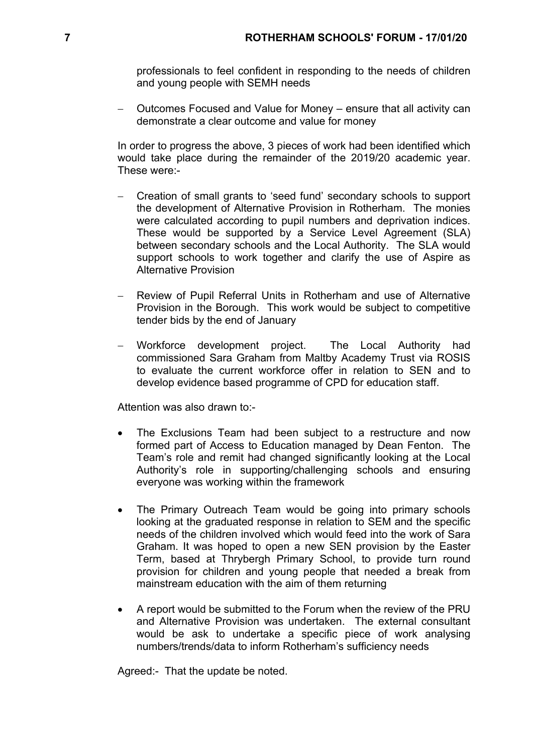professionals to feel confident in responding to the needs of children and young people with SEMH needs

- Outcomes Focused and Value for Money – ensure that all activity can demonstrate a clear outcome and value for money

In order to progress the above, 3 pieces of work had been identified which would take place during the remainder of the 2019/20 academic year. These were:-

- Creation of small grants to 'seed fund' secondary schools to support the development of Alternative Provision in Rotherham. The monies were calculated according to pupil numbers and deprivation indices. These would be supported by a Service Level Agreement (SLA) between secondary schools and the Local Authority. The SLA would support schools to work together and clarify the use of Aspire as Alternative Provision

- Review of Pupil Referral Units in Rotherham and use of Alternative Provision in the Borough. This work would be subject to competitive tender bids by the end of January

- Workforce development project. The Local Authority had commissioned Sara Graham from Maltby Academy Trust via ROSIS to evaluate the current workforce offer in relation to SEN and to develop evidence based programme of CPD for education staff.

Attention was also drawn to:-

- The Exclusions Team had been subject to a restructure and now formed part of Access to Education managed by Dean Fenton. The Team's role and remit had changed significantly looking at the Local Authority's role in supporting/challenging schools and ensuring everyone was working within the framework

- The Primary Outreach Team would be going into primary schools looking at the graduated response in relation to SEM and the specific needs of the children involved which would feed into the work of Sara Graham. It was hoped to open a new SEN provision by the Easter Term, based at Thrybergh Primary School, to provide turn round provision for children and young people that needed a break from mainstream education with the aim of them returning

- A report would be submitted to the Forum when the review of the PRU and Alternative Provision was undertaken. The external consultant would be ask to undertake a specific piece of work analysing numbers/trends/data to inform Rotherham's sufficiency needs

Agreed:- That the update be noted.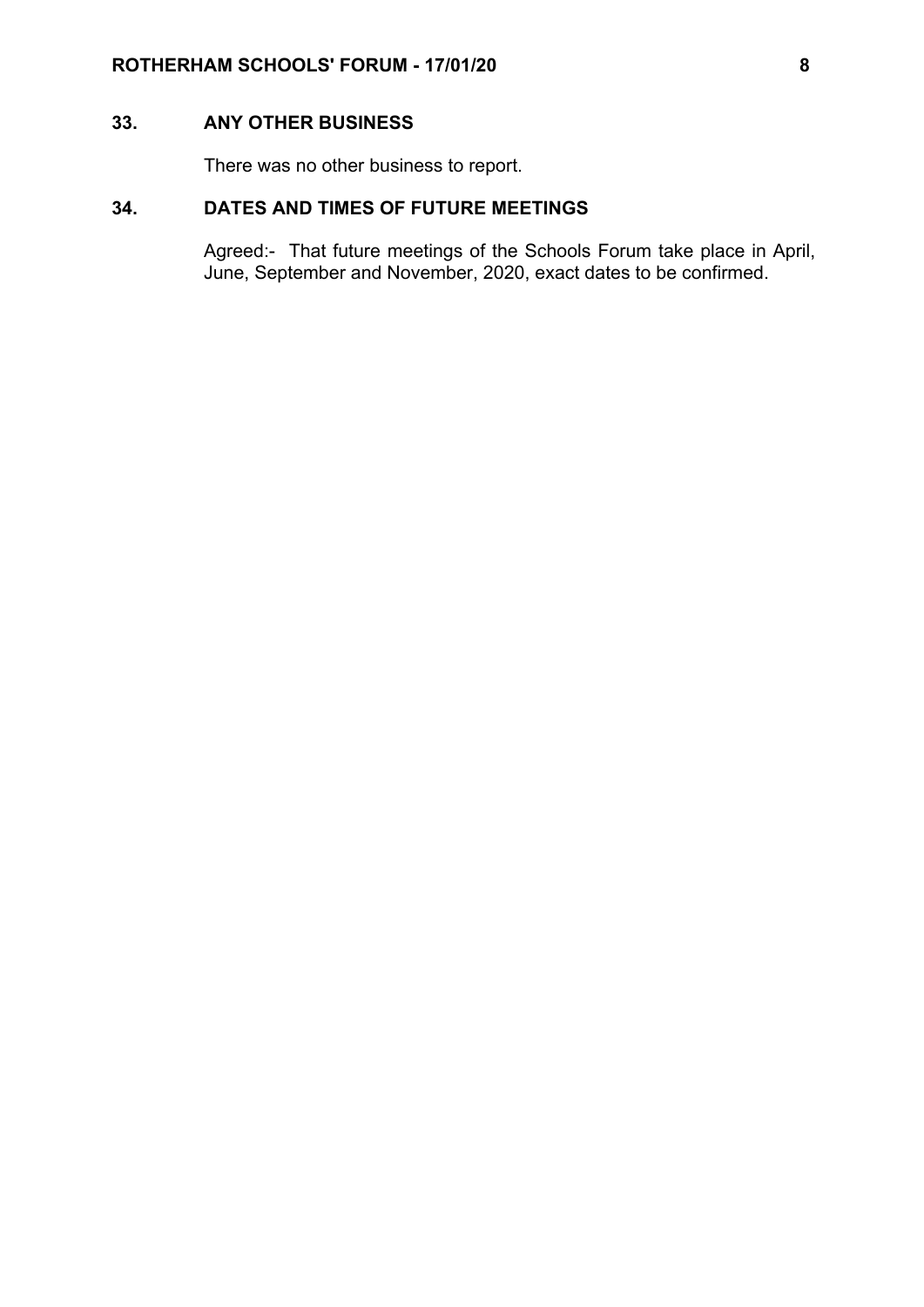## 33. ANY OTHER BUSINESS

There was no other business to report.

## 34. DATES AND TIMES OF FUTURE MEETINGS

Agreed:- That future meetings of the Schools Forum take place in April, June, September and November, 2020, exact dates to be confirmed.